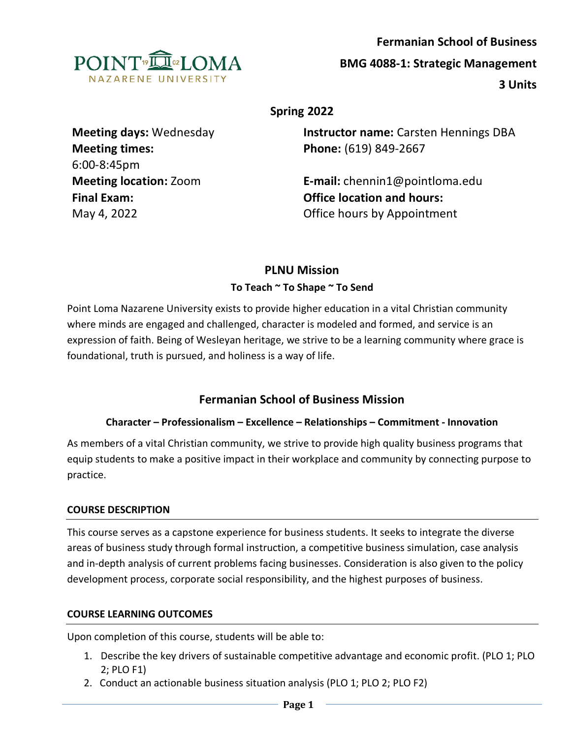**Fermanian School of Business**

**BMG 4088-1: Strategic Management**

**3 Units**

**Spring 2022**

**Meeting days:** Wednesday
**Meeting times:** 6:00-8:45pm
**Meeting location:** Zoom
**Final Exam:** May 4, 2022

**Instructor name:** Carsten Hennings DBA
**Phone:** (619) 849-2667

**E-mail:** chennin1@pointloma.edu
**Office location and hours:** Office hours by Appointment

## PLNU Mission

### To Teach ~ To Shape ~ To Send

Point Loma Nazarene University exists to provide higher education in a vital Christian community where minds are engaged and challenged, character is modeled and formed, and service is an expression of faith. Being of Wesleyan heritage, we strive to be a learning community where grace is foundational, truth is pursued, and holiness is a way of life.

## Fermanian School of Business Mission

### Character – Professionalism – Excellence – Relationships – Commitment - Innovation

As members of a vital Christian community, we strive to provide high quality business programs that equip students to make a positive impact in their workplace and community by connecting purpose to practice.

### COURSE DESCRIPTION

This course serves as a capstone experience for business students. It seeks to integrate the diverse areas of business study through formal instruction, a competitive business simulation, case analysis and in-depth analysis of current problems facing businesses. Consideration is also given to the policy development process, corporate social responsibility, and the highest purposes of business.

### COURSE LEARNING OUTCOMES

Upon completion of this course, students will be able to:

1. Describe the key drivers of sustainable competitive advantage and economic profit. (PLO 1; PLO 2; PLO F1)
2. Conduct an actionable business situation analysis (PLO 1; PLO 2; PLO F2)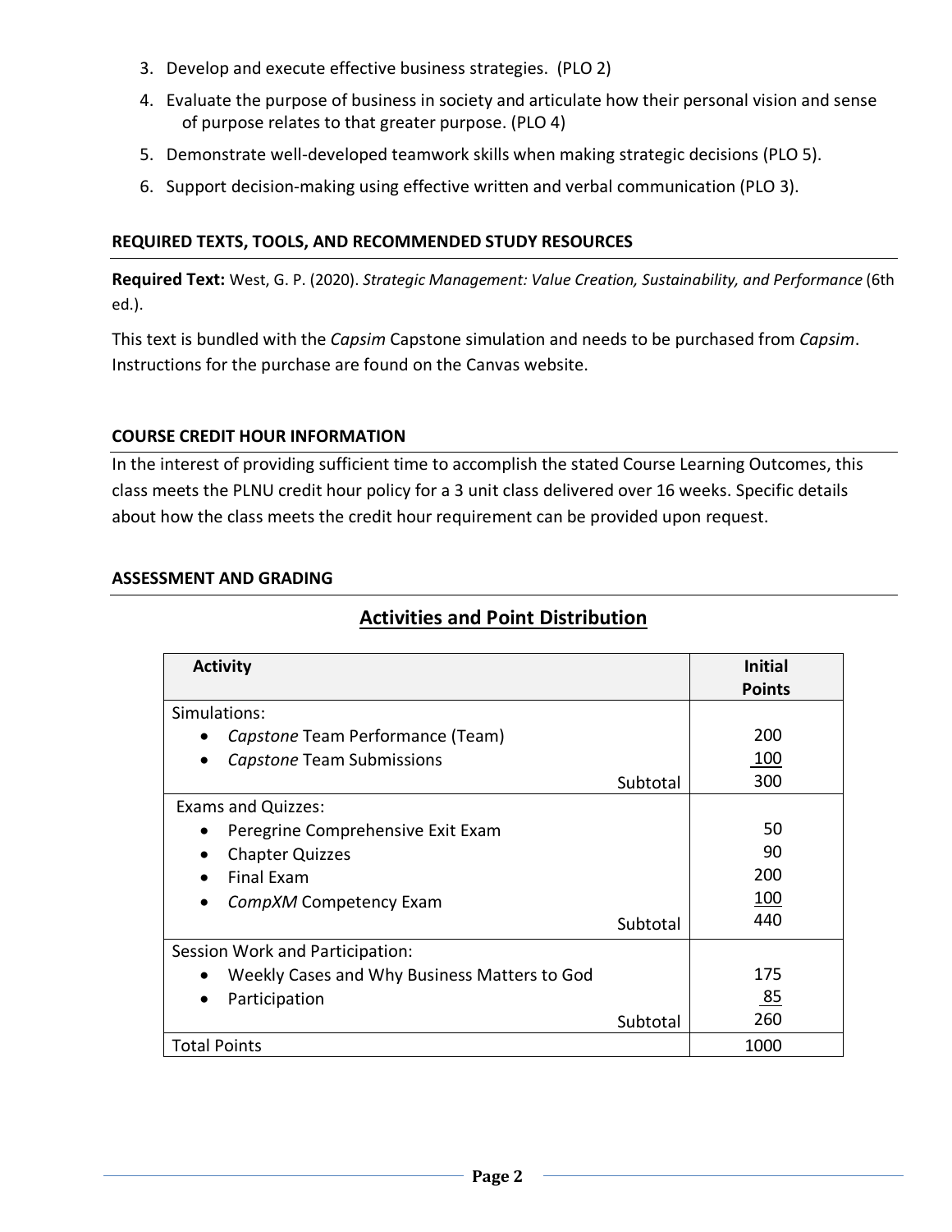3. Develop and execute effective business strategies. (PLO 2)
4. Evaluate the purpose of business in society and articulate how their personal vision and sense of purpose relates to that greater purpose. (PLO 4)
5. Demonstrate well-developed teamwork skills when making strategic decisions (PLO 5).
6. Support decision-making using effective written and verbal communication (PLO 3).

### REQUIRED TEXTS, TOOLS, AND RECOMMENDED STUDY RESOURCES

**Required Text:** West, G. P. (2020). *Strategic Management: Value Creation, Sustainability, and Performance* (6th ed.).

This text is bundled with the *Capsim* Capstone simulation and needs to be purchased from *Capsim*. Instructions for the purchase are found on the Canvas website.

### COURSE CREDIT HOUR INFORMATION

In the interest of providing sufficient time to accomplish the stated Course Learning Outcomes, this class meets the PLNU credit hour policy for a 3 unit class delivered over 16 weeks. Specific details about how the class meets the credit hour requirement can be provided upon request.

### ASSESSMENT AND GRADING

## Activities and Point Distribution

| Activity | Initial Points |
|---|---|
| Simulations: | |
| • *Capstone* Team Performance (Team) | 200 |
| • *Capstone* Team Submissions | 100 |
| Subtotal | 300 |
| Exams and Quizzes: | |
| • Peregrine Comprehensive Exit Exam | 50 |
| • Chapter Quizzes | 90 |
| • Final Exam | 200 |
| • *CompXM* Competency Exam | 100 |
| Subtotal | 440 |
| Session Work and Participation: | |
| • Weekly Cases and Why Business Matters to God | 175 |
| • Participation | 85 |
| Subtotal | 260 |
| Total Points | 1000 |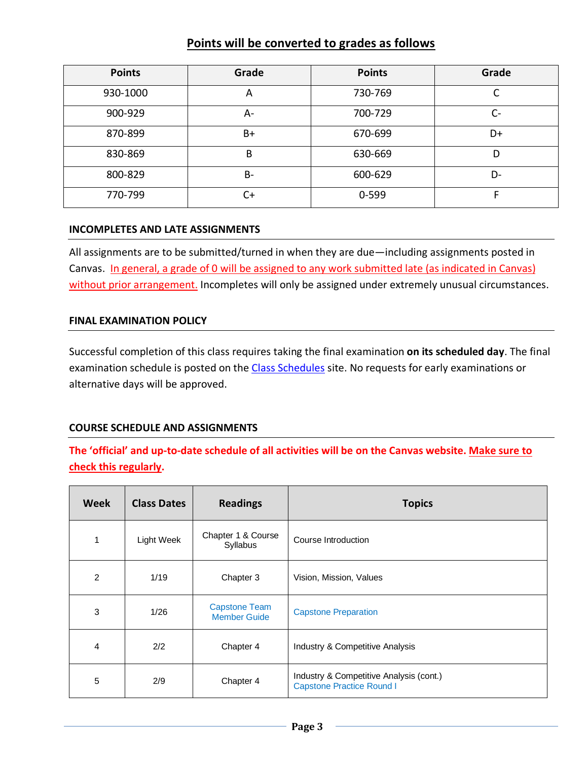## Points will be converted to grades as follows

| Points | Grade | Points | Grade |
|---|---|---|---|
| 930-1000 | A | 730-769 | C |
| 900-929 | A- | 700-729 | C- |
| 870-899 | B+ | 670-699 | D+ |
| 830-869 | B | 630-669 | D |
| 800-829 | B- | 600-629 | D- |
| 770-799 | C+ | 0-599 | F |

### INCOMPLETES AND LATE ASSIGNMENTS

All assignments are to be submitted/turned in when they are due—including assignments posted in Canvas. In general, a grade of 0 will be assigned to any work submitted late (as indicated in Canvas) without prior arrangement. Incompletes will only be assigned under extremely unusual circumstances.

### FINAL EXAMINATION POLICY

Successful completion of this class requires taking the final examination **on its scheduled day**. The final examination schedule is posted on the Class Schedules site. No requests for early examinations or alternative days will be approved.

### COURSE SCHEDULE AND ASSIGNMENTS

**The 'official' and up-to-date schedule of all activities will be on the Canvas website. Make sure to check this regularly.**

| Week | Class Dates | Readings | Topics |
|---|---|---|---|
| 1 | Light Week | Chapter 1 & Course Syllabus | Course Introduction |
| 2 | 1/19 | Chapter 3 | Vision, Mission, Values |
| 3 | 1/26 | Capstone Team Member Guide | Capstone Preparation |
| 4 | 2/2 | Chapter 4 | Industry & Competitive Analysis |
| 5 | 2/9 | Chapter 4 | Industry & Competitive Analysis (cont.) Capstone Practice Round I |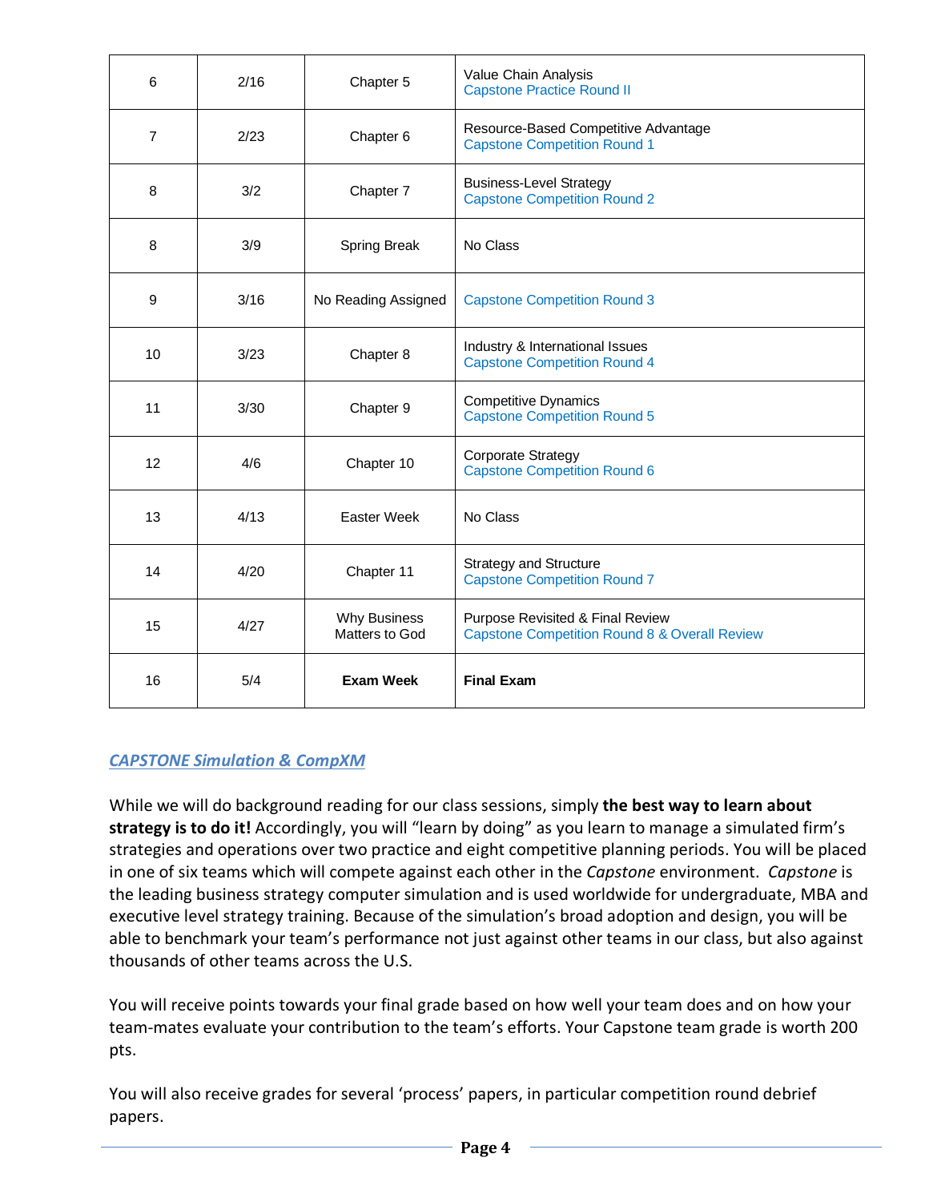| 6 | 2/16 | Chapter 5 | Value Chain Analysis<br>Capstone Practice Round II |
|---|---|---|---|
| 7 | 2/23 | Chapter 6 | Resource-Based Competitive Advantage<br>Capstone Competition Round 1 |
| 8 | 3/2 | Chapter 7 | Business-Level Strategy<br>Capstone Competition Round 2 |
| 8 | 3/9 | Spring Break | No Class |
| 9 | 3/16 | No Reading Assigned | Capstone Competition Round 3 |
| 10 | 3/23 | Chapter 8 | Industry & International Issues<br>Capstone Competition Round 4 |
| 11 | 3/30 | Chapter 9 | Competitive Dynamics<br>Capstone Competition Round 5 |
| 12 | 4/6 | Chapter 10 | Corporate Strategy<br>Capstone Competition Round 6 |
| 13 | 4/13 | Easter Week | No Class |
| 14 | 4/20 | Chapter 11 | Strategy and Structure<br>Capstone Competition Round 7 |
| 15 | 4/27 | Why Business Matters to God | Purpose Revisited & Final Review<br>Capstone Competition Round 8 & Overall Review |
| 16 | 5/4 | **Exam Week** | **Final Exam** |

## *CAPSTONE Simulation & CompXM*

While we will do background reading for our class sessions, simply **the best way to learn about strategy is to do it!** Accordingly, you will "learn by doing" as you learn to manage a simulated firm's strategies and operations over two practice and eight competitive planning periods. You will be placed in one of six teams which will compete against each other in the *Capstone* environment. *Capstone* is the leading business strategy computer simulation and is used worldwide for undergraduate, MBA and executive level strategy training. Because of the simulation's broad adoption and design, you will be able to benchmark your team's performance not just against other teams in our class, but also against thousands of other teams across the U.S.

You will receive points towards your final grade based on how well your team does and on how your team-mates evaluate your contribution to the team's efforts. Your Capstone team grade is worth 200 pts.

You will also receive grades for several 'process' papers, in particular competition round debrief papers.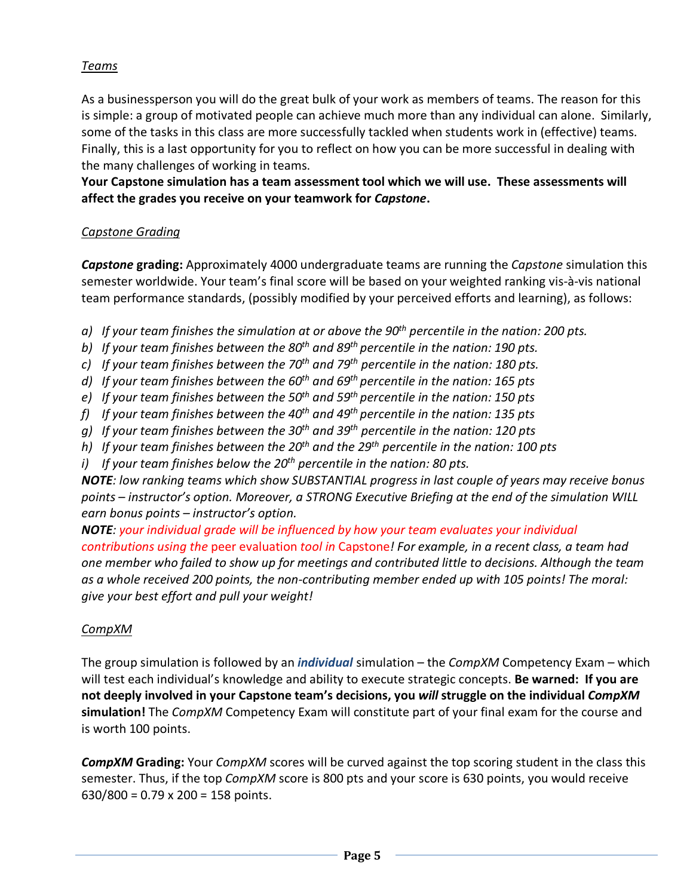*Teams*

As a businessperson you will do the great bulk of your work as members of teams. The reason for this is simple: a group of motivated people can achieve much more than any individual can alone. Similarly, some of the tasks in this class are more successfully tackled when students work in (effective) teams. Finally, this is a last opportunity for you to reflect on how you can be more successful in dealing with the many challenges of working in teams.

**Your Capstone simulation has a team assessment tool which we will use. These assessments will affect the grades you receive on your teamwork for *Capstone*.**

*Capstone Grading*

***Capstone* grading:** Approximately 4000 undergraduate teams are running the *Capstone* simulation this semester worldwide. Your team's final score will be based on your weighted ranking vis-à-vis national team performance standards, (possibly modified by your perceived efforts and learning), as follows:

a) *If your team finishes the simulation at or above the 90th percentile in the nation: 200 pts.*
b) *If your team finishes between the 80th and 89th percentile in the nation: 190 pts.*
c) *If your team finishes between the 70th and 79th percentile in the nation: 180 pts.*
d) *If your team finishes between the 60th and 69th percentile in the nation: 165 pts*
e) *If your team finishes between the 50th and 59th percentile in the nation: 150 pts*
f) *If your team finishes between the 40th and 49th percentile in the nation: 135 pts*
g) *If your team finishes between the 30th and 39th percentile in the nation: 120 pts*
h) *If your team finishes between the 20th and the 29th percentile in the nation: 100 pts*
i) *If your team finishes below the 20th percentile in the nation: 80 pts.*

***NOTE**: low ranking teams which show SUBSTANTIAL progress in last couple of years may receive bonus points – instructor's option. Moreover, a STRONG Executive Briefing at the end of the simulation WILL earn bonus points – instructor's option.*

***NOTE**: your individual grade will be influenced by how your team evaluates your individual contributions using the peer evaluation tool in Capstone! For example, in a recent class, a team had one member who failed to show up for meetings and contributed little to decisions. Although the team as a whole received 200 points, the non-contributing member ended up with 105 points! The moral: give your best effort and pull your weight!*

*CompXM*

The group simulation is followed by an ***individual*** simulation – the *CompXM* Competency Exam – which will test each individual's knowledge and ability to execute strategic concepts. **Be warned: If you are not deeply involved in your Capstone team's decisions, you *will* struggle on the individual *CompXM* simulation!** The *CompXM* Competency Exam will constitute part of your final exam for the course and is worth 100 points.

***CompXM* Grading:** Your *CompXM* scores will be curved against the top scoring student in the class this semester. Thus, if the top *CompXM* score is 800 pts and your score is 630 points, you would receive 630/800 = 0.79 x 200 = 158 points.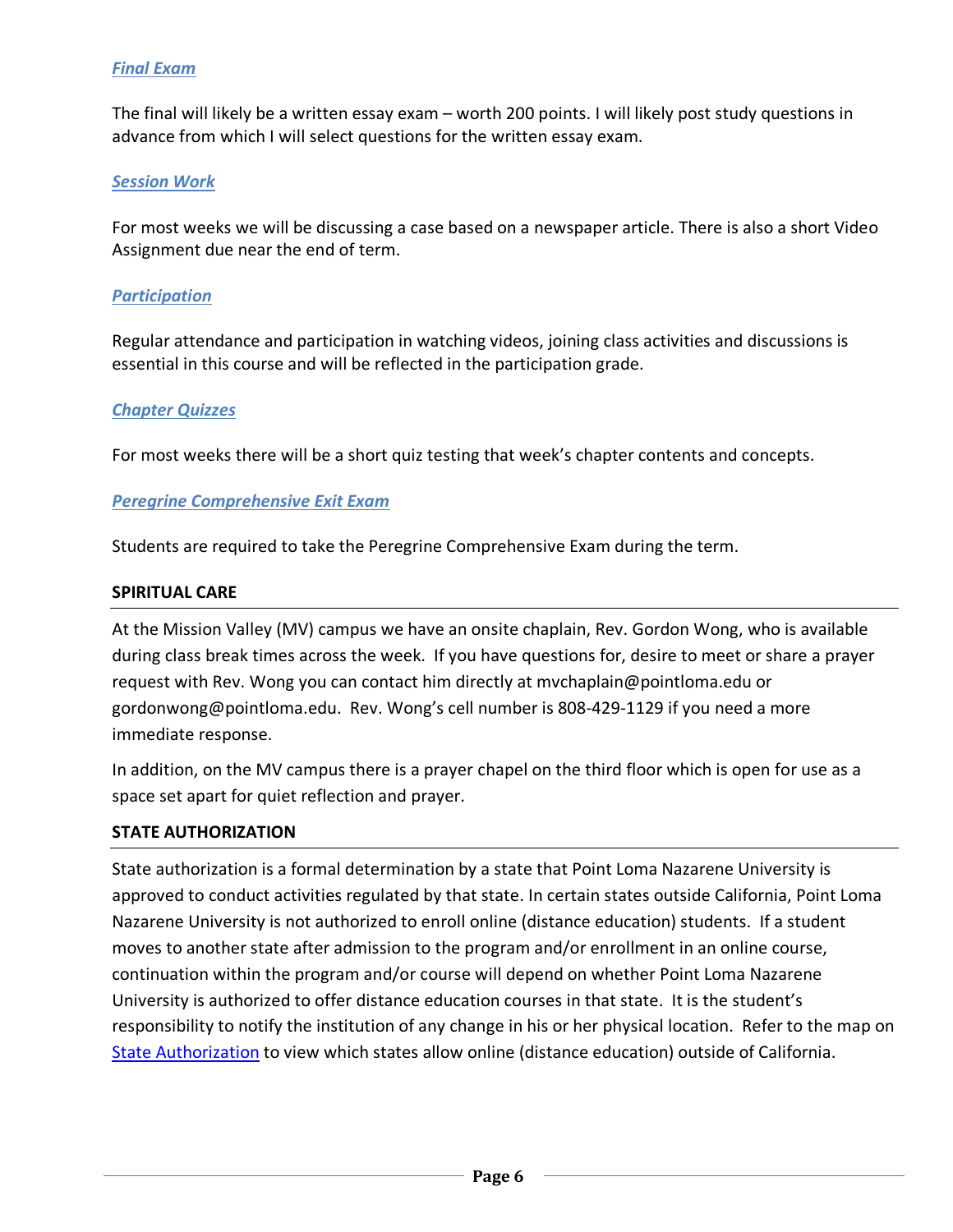### *Final Exam*

The final will likely be a written essay exam – worth 200 points. I will likely post study questions in advance from which I will select questions for the written essay exam.

### *Session Work*

For most weeks we will be discussing a case based on a newspaper article. There is also a short Video Assignment due near the end of term.

### *Participation*

Regular attendance and participation in watching videos, joining class activities and discussions is essential in this course and will be reflected in the participation grade.

### *Chapter Quizzes*

For most weeks there will be a short quiz testing that week's chapter contents and concepts.

### *Peregrine Comprehensive Exit Exam*

Students are required to take the Peregrine Comprehensive Exam during the term.

## SPIRITUAL CARE

At the Mission Valley (MV) campus we have an onsite chaplain, Rev. Gordon Wong, who is available during class break times across the week. If you have questions for, desire to meet or share a prayer request with Rev. Wong you can contact him directly at mvchaplain@pointloma.edu or gordonwong@pointloma.edu. Rev. Wong's cell number is 808-429-1129 if you need a more immediate response.

In addition, on the MV campus there is a prayer chapel on the third floor which is open for use as a space set apart for quiet reflection and prayer.

## STATE AUTHORIZATION

State authorization is a formal determination by a state that Point Loma Nazarene University is approved to conduct activities regulated by that state. In certain states outside California, Point Loma Nazarene University is not authorized to enroll online (distance education) students. If a student moves to another state after admission to the program and/or enrollment in an online course, continuation within the program and/or course will depend on whether Point Loma Nazarene University is authorized to offer distance education courses in that state. It is the student's responsibility to notify the institution of any change in his or her physical location. Refer to the map on State Authorization to view which states allow online (distance education) outside of California.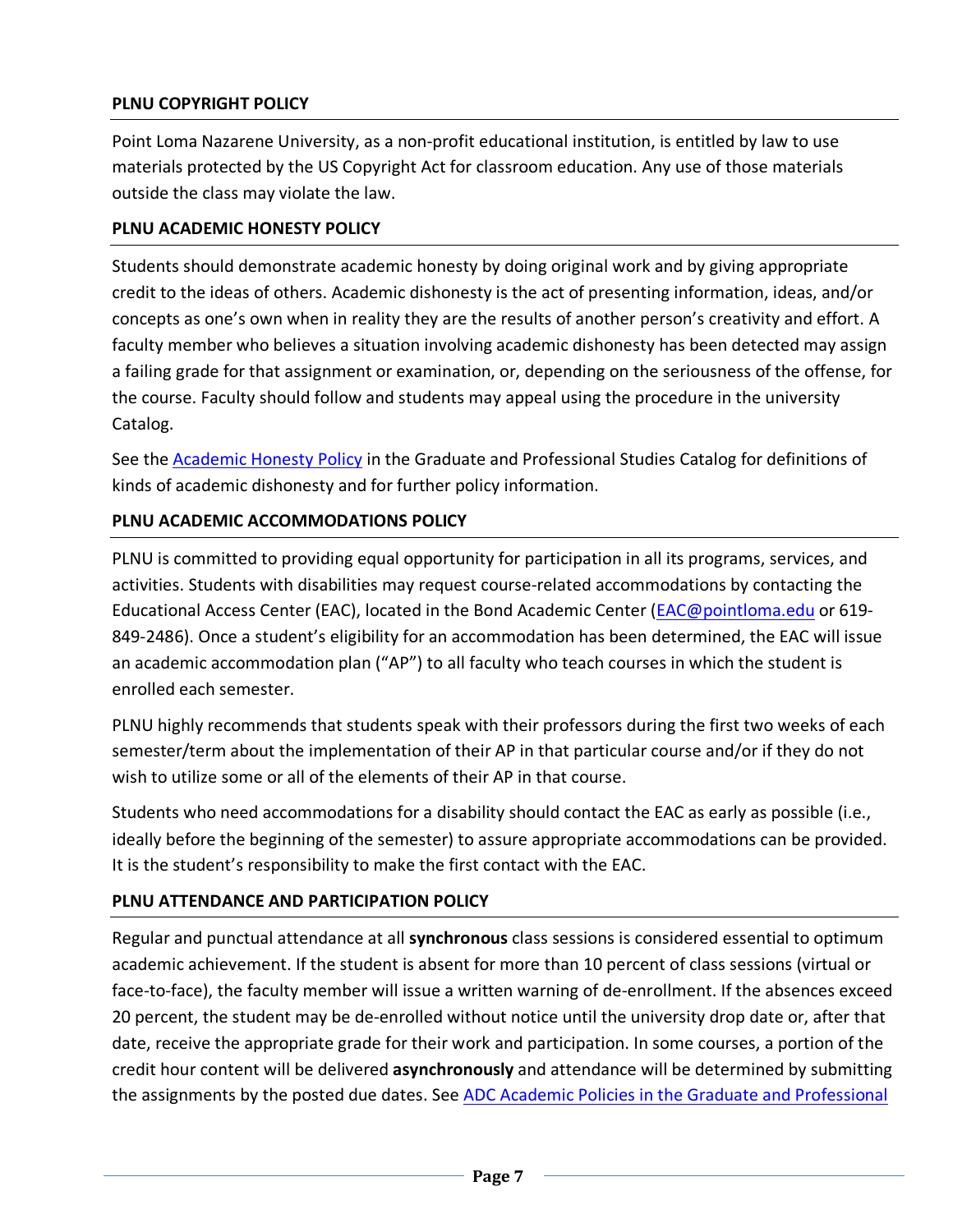### PLNU COPYRIGHT POLICY

Point Loma Nazarene University, as a non-profit educational institution, is entitled by law to use materials protected by the US Copyright Act for classroom education. Any use of those materials outside the class may violate the law.

### PLNU ACADEMIC HONESTY POLICY

Students should demonstrate academic honesty by doing original work and by giving appropriate credit to the ideas of others. Academic dishonesty is the act of presenting information, ideas, and/or concepts as one's own when in reality they are the results of another person's creativity and effort. A faculty member who believes a situation involving academic dishonesty has been detected may assign a failing grade for that assignment or examination, or, depending on the seriousness of the offense, for the course. Faculty should follow and students may appeal using the procedure in the university Catalog.

See the [Academic Honesty Policy]() in the Graduate and Professional Studies Catalog for definitions of kinds of academic dishonesty and for further policy information.

### PLNU ACADEMIC ACCOMMODATIONS POLICY

PLNU is committed to providing equal opportunity for participation in all its programs, services, and activities. Students with disabilities may request course-related accommodations by contacting the Educational Access Center (EAC), located in the Bond Academic Center (EAC@pointloma.edu or 619-849-2486). Once a student's eligibility for an accommodation has been determined, the EAC will issue an academic accommodation plan ("AP") to all faculty who teach courses in which the student is enrolled each semester.

PLNU highly recommends that students speak with their professors during the first two weeks of each semester/term about the implementation of their AP in that particular course and/or if they do not wish to utilize some or all of the elements of their AP in that course.

Students who need accommodations for a disability should contact the EAC as early as possible (i.e., ideally before the beginning of the semester) to assure appropriate accommodations can be provided. It is the student's responsibility to make the first contact with the EAC.

### PLNU ATTENDANCE AND PARTICIPATION POLICY

Regular and punctual attendance at all **synchronous** class sessions is considered essential to optimum academic achievement. If the student is absent for more than 10 percent of class sessions (virtual or face-to-face), the faculty member will issue a written warning of de-enrollment. If the absences exceed 20 percent, the student may be de-enrolled without notice until the university drop date or, after that date, receive the appropriate grade for their work and participation. In some courses, a portion of the credit hour content will be delivered **asynchronously** and attendance will be determined by submitting the assignments by the posted due dates. See [ADC Academic Policies in the Graduate and Professional]()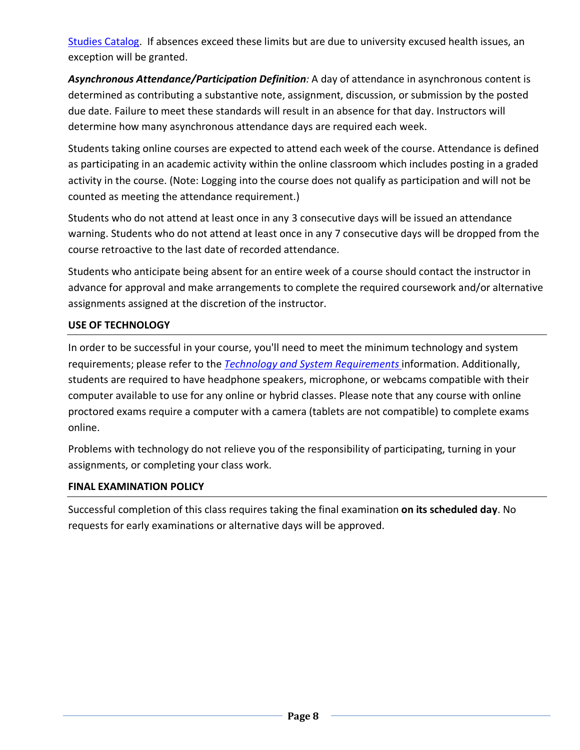[Studies Catalog](). If absences exceed these limits but are due to university excused health issues, an exception will be granted.

***Asynchronous Attendance/Participation Definition****:* A day of attendance in asynchronous content is determined as contributing a substantive note, assignment, discussion, or submission by the posted due date. Failure to meet these standards will result in an absence for that day. Instructors will determine how many asynchronous attendance days are required each week.

Students taking online courses are expected to attend each week of the course. Attendance is defined as participating in an academic activity within the online classroom which includes posting in a graded activity in the course. (Note: Logging into the course does not qualify as participation and will not be counted as meeting the attendance requirement.)

Students who do not attend at least once in any 3 consecutive days will be issued an attendance warning. Students who do not attend at least once in any 7 consecutive days will be dropped from the course retroactive to the last date of recorded attendance.

Students who anticipate being absent for an entire week of a course should contact the instructor in advance for approval and make arrangements to complete the required coursework and/or alternative assignments assigned at the discretion of the instructor.

## USE OF TECHNOLOGY

In order to be successful in your course, you'll need to meet the minimum technology and system requirements; please refer to the *[Technology and System Requirements]()* information. Additionally, students are required to have headphone speakers, microphone, or webcams compatible with their computer available to use for any online or hybrid classes. Please note that any course with online proctored exams require a computer with a camera (tablets are not compatible) to complete exams online.

Problems with technology do not relieve you of the responsibility of participating, turning in your assignments, or completing your class work.

## FINAL EXAMINATION POLICY

Successful completion of this class requires taking the final examination **on its scheduled day**. No requests for early examinations or alternative days will be approved.